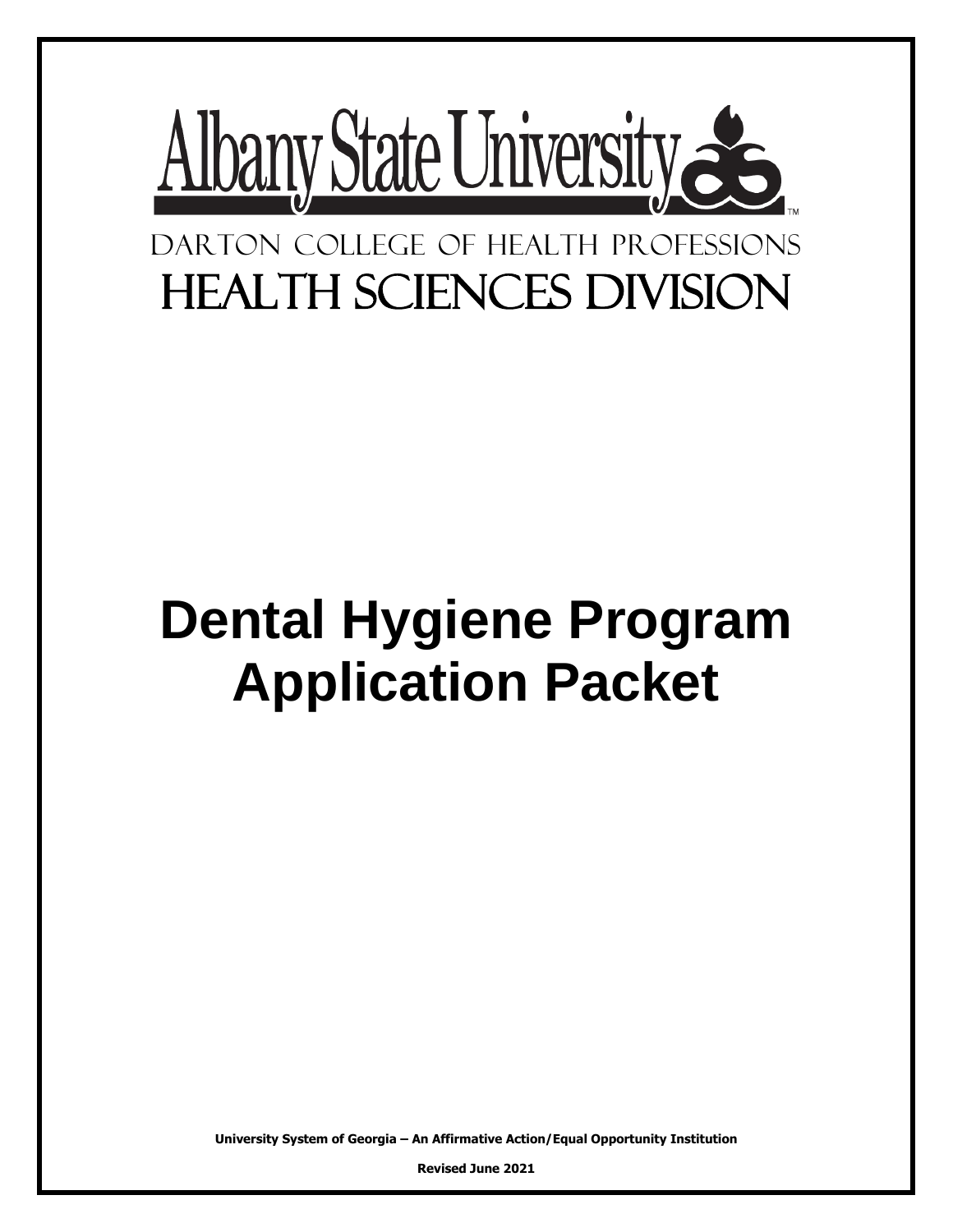# Albany State University

DARTON COLLEGE OF HEALTH PROFESSIONS

HEALTH SCIENCES DIVISION

# Dental Hygiene Program Application Packet

**University System of Georgia – An Affirmative Action/Equal Opportunity Institution**

**Revised June 2021**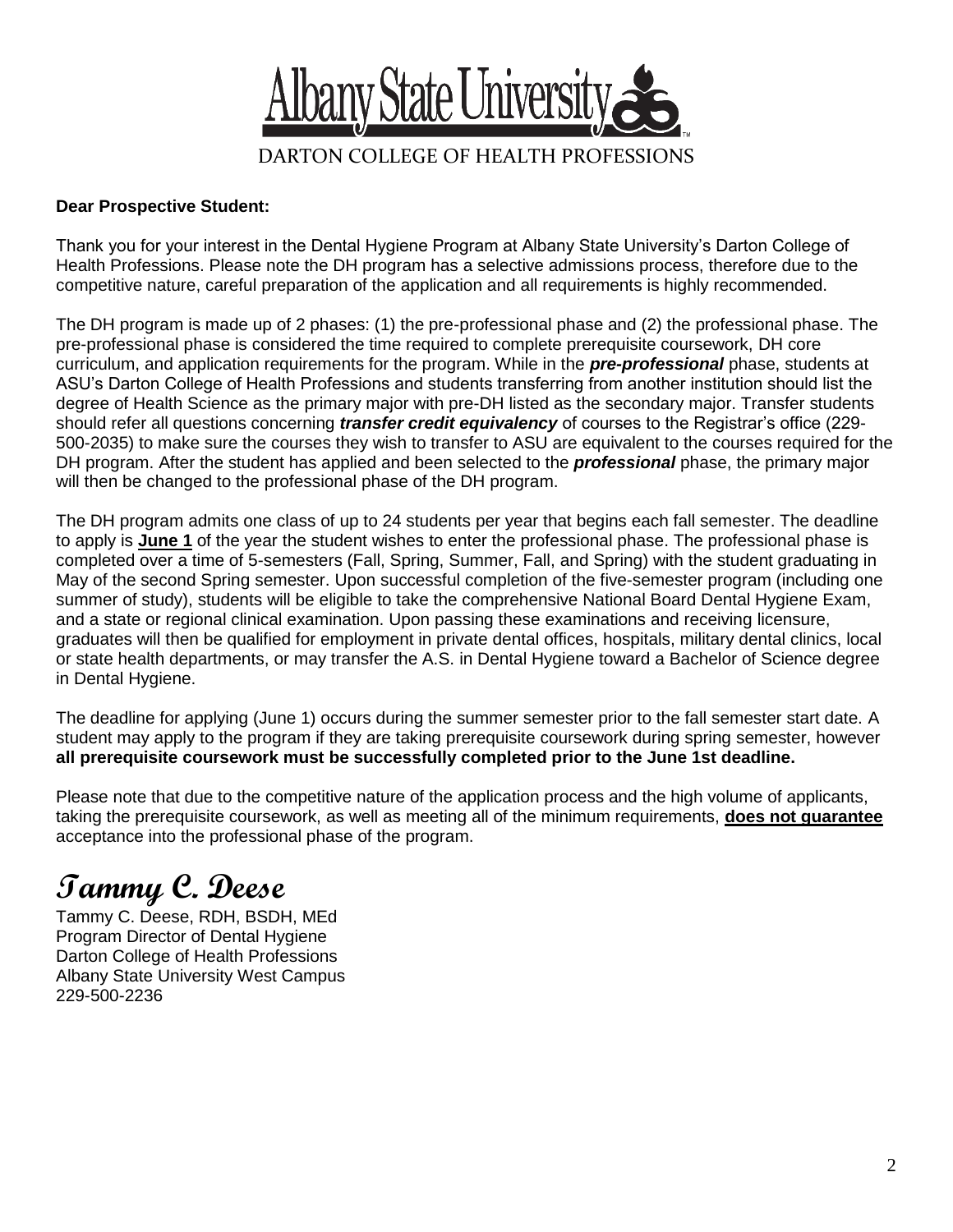# Albany State University

DARTON COLLEGE OF HEALTH PROFESSIONS

**Dear Prospective Student:**

Thank you for your interest in the Dental Hygiene Program at Albany State University's Darton College of Health Professions. Please note the DH program has a selective admissions process, therefore due to the competitive nature, careful preparation of the application and all requirements is highly recommended.

The DH program is made up of 2 phases: (1) the pre-professional phase and (2) the professional phase. The pre-professional phase is considered the time required to complete prerequisite coursework, DH core curriculum, and application requirements for the program. While in the ***pre-professional*** phase, students at ASU's Darton College of Health Professions and students transferring from another institution should list the degree of Health Science as the primary major with pre-DH listed as the secondary major. Transfer students should refer all questions concerning ***transfer credit equivalency*** of courses to the Registrar's office (229-500-2035) to make sure the courses they wish to transfer to ASU are equivalent to the courses required for the DH program. After the student has applied and been selected to the ***professional*** phase, the primary major will then be changed to the professional phase of the DH program.

The DH program admits one class of up to 24 students per year that begins each fall semester. The deadline to apply is **June 1** of the year the student wishes to enter the professional phase. The professional phase is completed over a time of 5-semesters (Fall, Spring, Summer, Fall, and Spring) with the student graduating in May of the second Spring semester. Upon successful completion of the five-semester program (including one summer of study), students will be eligible to take the comprehensive National Board Dental Hygiene Exam, and a state or regional clinical examination. Upon passing these examinations and receiving licensure, graduates will then be qualified for employment in private dental offices, hospitals, military dental clinics, local or state health departments, or may transfer the A.S. in Dental Hygiene toward a Bachelor of Science degree in Dental Hygiene.

The deadline for applying (June 1) occurs during the summer semester prior to the fall semester start date. A student may apply to the program if they are taking prerequisite coursework during spring semester, however **all prerequisite coursework must be successfully completed prior to the June 1st deadline.**

Please note that due to the competitive nature of the application process and the high volume of applicants, taking the prerequisite coursework, as well as meeting all of the minimum requirements, **does not guarantee** acceptance into the professional phase of the program.

*Tammy C. Deese*

Tammy C. Deese, RDH, BSDH, MEd
Program Director of Dental Hygiene
Darton College of Health Professions
Albany State University West Campus
229-500-2236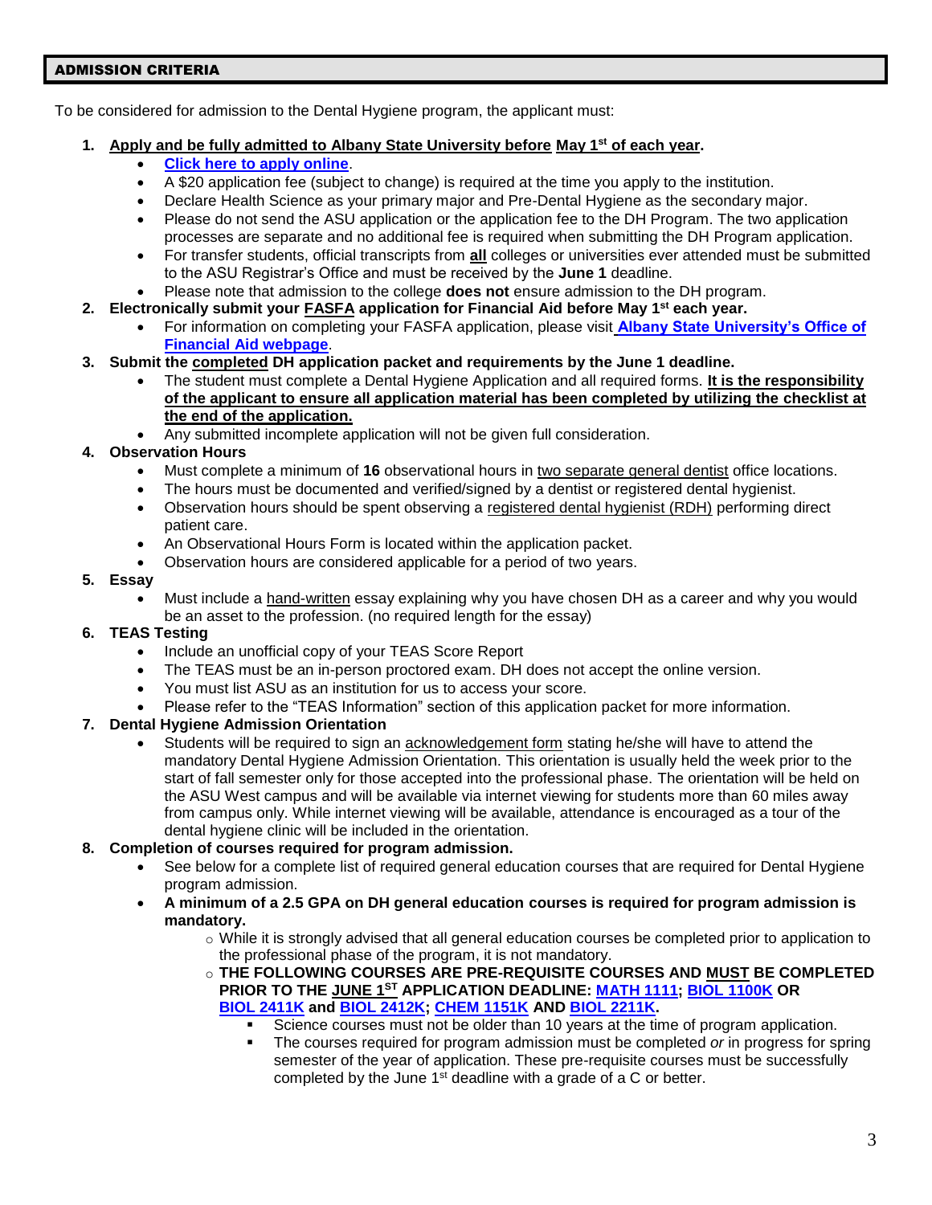## ADMISSION CRITERIA

To be considered for admission to the Dental Hygiene program, the applicant must:

1. **Apply and be fully admitted to Albany State University before May 1st of each year.**
   - **Click here to apply online**.
   - A $20 application fee (subject to change) is required at the time you apply to the institution.
   - Declare Health Science as your primary major and Pre-Dental Hygiene as the secondary major.
   - Please do not send the ASU application or the application fee to the DH Program. The two application processes are separate and no additional fee is required when submitting the DH Program application.
   - For transfer students, official transcripts from **all** colleges or universities ever attended must be submitted to the ASU Registrar's Office and must be received by the **June 1** deadline.
   - Please note that admission to the college **does not** ensure admission to the DH program.
2. **Electronically submit your FASFA application for Financial Aid before May 1st each year.**
   - For information on completing your FASFA application, please visit **Albany State University's Office of Financial Aid webpage**.
3. **Submit the completed DH application packet and requirements by the June 1 deadline.**
   - The student must complete a Dental Hygiene Application and all required forms. **It is the responsibility of the applicant to ensure all application material has been completed by utilizing the checklist at the end of the application.**
   - Any submitted incomplete application will not be given full consideration.
4. **Observation Hours**
   - Must complete a minimum of **16** observational hours in two separate general dentist office locations.
   - The hours must be documented and verified/signed by a dentist or registered dental hygienist.
   - Observation hours should be spent observing a registered dental hygienist (RDH) performing direct patient care.
   - An Observational Hours Form is located within the application packet.
   - Observation hours are considered applicable for a period of two years.
5. **Essay**
   - Must include a hand-written essay explaining why you have chosen DH as a career and why you would be an asset to the profession. (no required length for the essay)
6. **TEAS Testing**
   - Include an unofficial copy of your TEAS Score Report
   - The TEAS must be an in-person proctored exam. DH does not accept the online version.
   - You must list ASU as an institution for us to access your score.
   - Please refer to the "TEAS Information" section of this application packet for more information.
7. **Dental Hygiene Admission Orientation**
   - Students will be required to sign an acknowledgement form stating he/she will have to attend the mandatory Dental Hygiene Admission Orientation. This orientation is usually held the week prior to the start of fall semester only for those accepted into the professional phase. The orientation will be held on the ASU West campus and will be available via internet viewing for students more than 60 miles away from campus only. While internet viewing will be available, attendance is encouraged as a tour of the dental hygiene clinic will be included in the orientation.
8. **Completion of courses required for program admission.**
   - See below for a complete list of required general education courses that are required for Dental Hygiene program admission.
   - **A minimum of a 2.5 GPA on DH general education courses is required for program admission is mandatory.**
     - While it is strongly advised that all general education courses be completed prior to application to the professional phase of the program, it is not mandatory.
     - **THE FOLLOWING COURSES ARE PRE-REQUISITE COURSES AND MUST BE COMPLETED PRIOR TO THE JUNE 1ST APPLICATION DEADLINE: MATH 1111; BIOL 1100K OR BIOL 2411K and BIOL 2412K; CHEM 1151K AND BIOL 2211K.**
       - Science courses must not be older than 10 years at the time of program application.
       - The courses required for program admission must be completed *or* in progress for spring semester of the year of application. These pre-requisite courses must be successfully completed by the June 1st deadline with a grade of a C or better.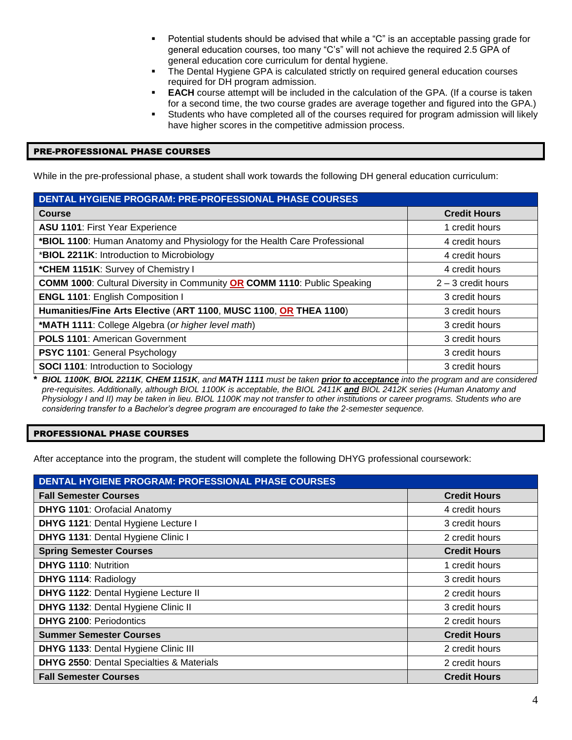- Potential students should be advised that while a "C" is an acceptable passing grade for general education courses, too many "C's" will not achieve the required 2.5 GPA of general education core curriculum for dental hygiene.
- The Dental Hygiene GPA is calculated strictly on required general education courses required for DH program admission.
- **EACH** course attempt will be included in the calculation of the GPA. (If a course is taken for a second time, the two course grades are average together and figured into the GPA.)
- Students who have completed all of the courses required for program admission will likely have higher scores in the competitive admission process.

## PRE-PROFESSIONAL PHASE COURSES

While in the pre-professional phase, a student shall work towards the following DH general education curriculum:

| DENTAL HYGIENE PROGRAM: PRE-PROFESSIONAL PHASE COURSES | |
|---|---|
| **Course** | **Credit Hours** |
| **ASU 1101**: First Year Experience | 1 credit hours |
| ***BIOL 1100**: Human Anatomy and Physiology for the Health Care Professional | 4 credit hours |
| ***BIOL 2211K**: Introduction to Microbiology | 4 credit hours |
| ***CHEM 1151K**: Survey of Chemistry I | 4 credit hours |
| **COMM 1000**: Cultural Diversity in Community **OR** **COMM 1110**: Public Speaking | 2 – 3 credit hours |
| **ENGL 1101**: English Composition I | 3 credit hours |
| **Humanities/Fine Arts Elective** (**ART 1100**, **MUSC 1100**, **OR** **THEA 1100**) | 3 credit hours |
| ***MATH 1111**: College Algebra (*or higher level math*) | 3 credit hours |
| **POLS 1101**: American Government | 3 credit hours |
| **PSYC 1101**: General Psychology | 3 credit hours |
| **SOCI 1101**: Introduction to Sociology | 3 credit hours |

***** *BIOL 1100K, BIOL 2211K, CHEM 1151K, and MATH 1111 must be taken __prior to acceptance__ into the program and are considered pre-requisites. Additionally, although BIOL 1100K is acceptable, the BIOL 2411K __and__ BIOL 2412K series (Human Anatomy and Physiology I and II) may be taken in lieu. BIOL 1100K may not transfer to other institutions or career programs. Students who are considering transfer to a Bachelor's degree program are encouraged to take the 2-semester sequence.*

## PROFESSIONAL PHASE COURSES

After acceptance into the program, the student will complete the following DHYG professional coursework:

| DENTAL HYGIENE PROGRAM: PROFESSIONAL PHASE COURSES | |
|---|---|
| **Fall Semester Courses** | **Credit Hours** |
| **DHYG 1101**: Orofacial Anatomy | 4 credit hours |
| **DHYG 1121**: Dental Hygiene Lecture I | 3 credit hours |
| **DHYG 1131**: Dental Hygiene Clinic I | 2 credit hours |
| **Spring Semester Courses** | **Credit Hours** |
| **DHYG 1110**: Nutrition | 1 credit hours |
| **DHYG 1114**: Radiology | 3 credit hours |
| **DHYG 1122**: Dental Hygiene Lecture II | 2 credit hours |
| **DHYG 1132**: Dental Hygiene Clinic II | 3 credit hours |
| **DHYG 2100**: Periodontics | 2 credit hours |
| **Summer Semester Courses** | **Credit Hours** |
| **DHYG 1133**: Dental Hygiene Clinic III | 2 credit hours |
| **DHYG 2550**: Dental Specialties & Materials | 2 credit hours |
| **Fall Semester Courses** | **Credit Hours** |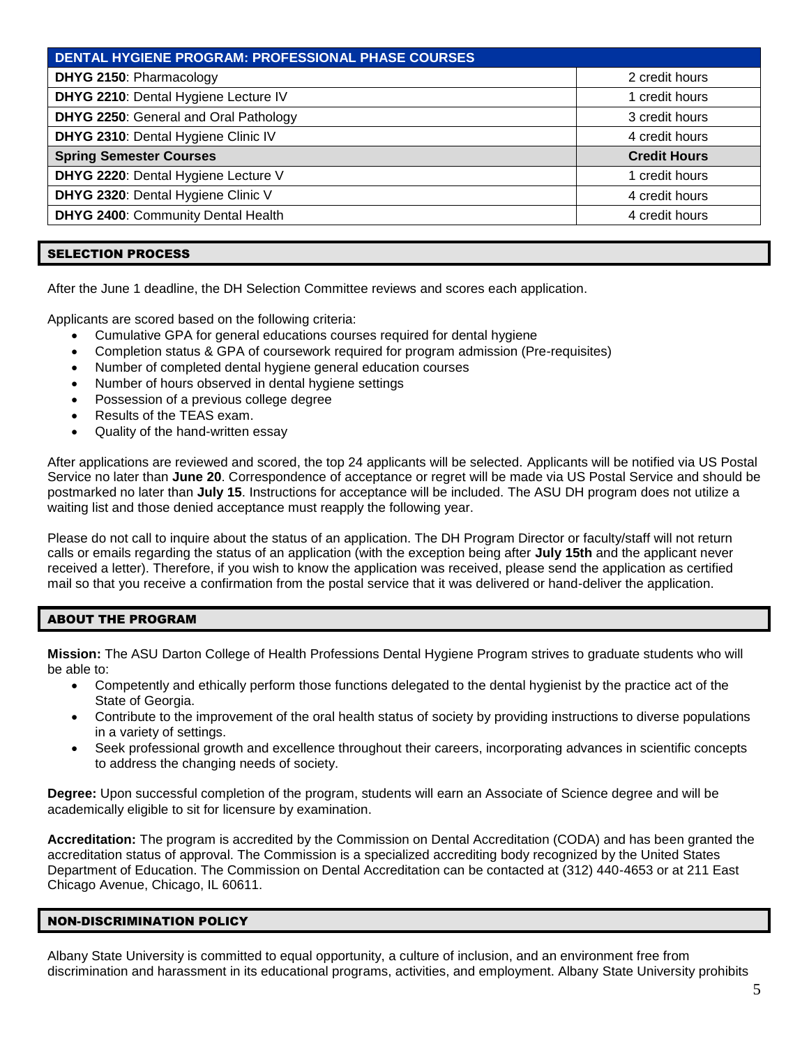| DENTAL HYGIENE PROGRAM: PROFESSIONAL PHASE COURSES | |
|---|---|
| **DHYG 2150**: Pharmacology | 2 credit hours |
| **DHYG 2210**: Dental Hygiene Lecture IV | 1 credit hours |
| **DHYG 2250**: General and Oral Pathology | 3 credit hours |
| **DHYG 2310**: Dental Hygiene Clinic IV | 4 credit hours |
| **Spring Semester Courses** | **Credit Hours** |
| **DHYG 2220**: Dental Hygiene Lecture V | 1 credit hours |
| **DHYG 2320**: Dental Hygiene Clinic V | 4 credit hours |
| **DHYG 2400**: Community Dental Health | 4 credit hours |

## SELECTION PROCESS

After the June 1 deadline, the DH Selection Committee reviews and scores each application.

Applicants are scored based on the following criteria:

- Cumulative GPA for general educations courses required for dental hygiene
- Completion status & GPA of coursework required for program admission (Pre-requisites)
- Number of completed dental hygiene general education courses
- Number of hours observed in dental hygiene settings
- Possession of a previous college degree
- Results of the TEAS exam.
- Quality of the hand-written essay

After applications are reviewed and scored, the top 24 applicants will be selected. Applicants will be notified via US Postal Service no later than **June 20**. Correspondence of acceptance or regret will be made via US Postal Service and should be postmarked no later than **July 15**. Instructions for acceptance will be included. The ASU DH program does not utilize a waiting list and those denied acceptance must reapply the following year.

Please do not call to inquire about the status of an application. The DH Program Director or faculty/staff will not return calls or emails regarding the status of an application (with the exception being after **July 15th** and the applicant never received a letter). Therefore, if you wish to know the application was received, please send the application as certified mail so that you receive a confirmation from the postal service that it was delivered or hand-deliver the application.

## ABOUT THE PROGRAM

**Mission:** The ASU Darton College of Health Professions Dental Hygiene Program strives to graduate students who will be able to:

- Competently and ethically perform those functions delegated to the dental hygienist by the practice act of the State of Georgia.
- Contribute to the improvement of the oral health status of society by providing instructions to diverse populations in a variety of settings.
- Seek professional growth and excellence throughout their careers, incorporating advances in scientific concepts to address the changing needs of society.

**Degree:** Upon successful completion of the program, students will earn an Associate of Science degree and will be academically eligible to sit for licensure by examination.

**Accreditation:** The program is accredited by the Commission on Dental Accreditation (CODA) and has been granted the accreditation status of approval. The Commission is a specialized accrediting body recognized by the United States Department of Education. The Commission on Dental Accreditation can be contacted at (312) 440-4653 or at 211 East Chicago Avenue, Chicago, IL 60611.

## NON-DISCRIMINATION POLICY

Albany State University is committed to equal opportunity, a culture of inclusion, and an environment free from discrimination and harassment in its educational programs, activities, and employment. Albany State University prohibits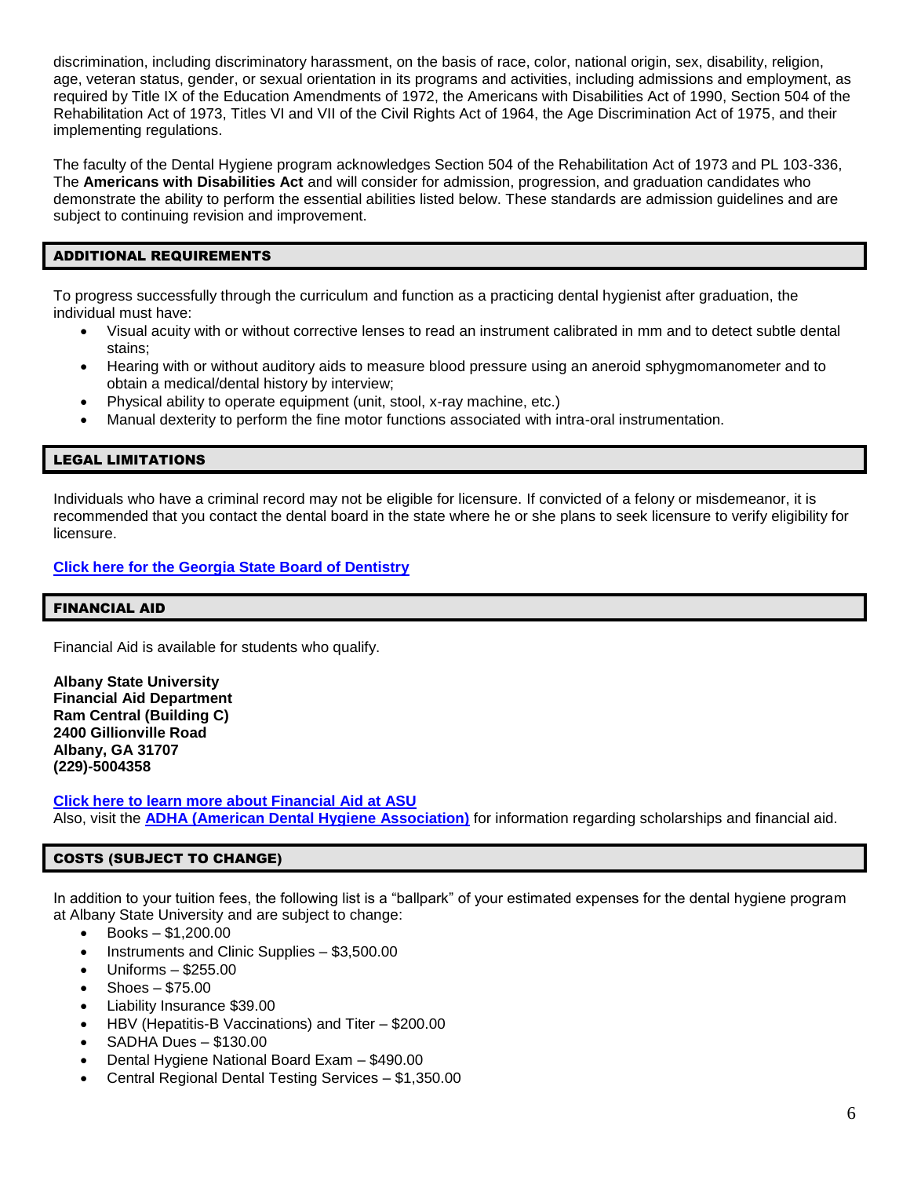discrimination, including discriminatory harassment, on the basis of race, color, national origin, sex, disability, religion, age, veteran status, gender, or sexual orientation in its programs and activities, including admissions and employment, as required by Title IX of the Education Amendments of 1972, the Americans with Disabilities Act of 1990, Section 504 of the Rehabilitation Act of 1973, Titles VI and VII of the Civil Rights Act of 1964, the Age Discrimination Act of 1975, and their implementing regulations.

The faculty of the Dental Hygiene program acknowledges Section 504 of the Rehabilitation Act of 1973 and PL 103-336, The **Americans with Disabilities Act** and will consider for admission, progression, and graduation candidates who demonstrate the ability to perform the essential abilities listed below. These standards are admission guidelines and are subject to continuing revision and improvement.

## ADDITIONAL REQUIREMENTS

To progress successfully through the curriculum and function as a practicing dental hygienist after graduation, the individual must have:

- Visual acuity with or without corrective lenses to read an instrument calibrated in mm and to detect subtle dental stains;
- Hearing with or without auditory aids to measure blood pressure using an aneroid sphygmomanometer and to obtain a medical/dental history by interview;
- Physical ability to operate equipment (unit, stool, x-ray machine, etc.)
- Manual dexterity to perform the fine motor functions associated with intra-oral instrumentation.

## LEGAL LIMITATIONS

Individuals who have a criminal record may not be eligible for licensure. If convicted of a felony or misdemeanor, it is recommended that you contact the dental board in the state where he or she plans to seek licensure to verify eligibility for licensure.

**Click here for the Georgia State Board of Dentistry**

## FINANCIAL AID

Financial Aid is available for students who qualify.

**Albany State University**
**Financial Aid Department**
**Ram Central (Building C)**
**2400 Gillionville Road**
**Albany, GA 31707**
**(229)-5004358**

**Click here to learn more about Financial Aid at ASU**
Also, visit the **ADHA (American Dental Hygiene Association)** for information regarding scholarships and financial aid.

## COSTS (SUBJECT TO CHANGE)

In addition to your tuition fees, the following list is a "ballpark" of your estimated expenses for the dental hygiene program at Albany State University and are subject to change:

- Books – $1,200.00
- Instruments and Clinic Supplies – $3,500.00
- Uniforms – $255.00
- Shoes – $75.00
- Liability Insurance $39.00
- HBV (Hepatitis-B Vaccinations) and Titer – $200.00
- SADHA Dues – $130.00
- Dental Hygiene National Board Exam – $490.00
- Central Regional Dental Testing Services – $1,350.00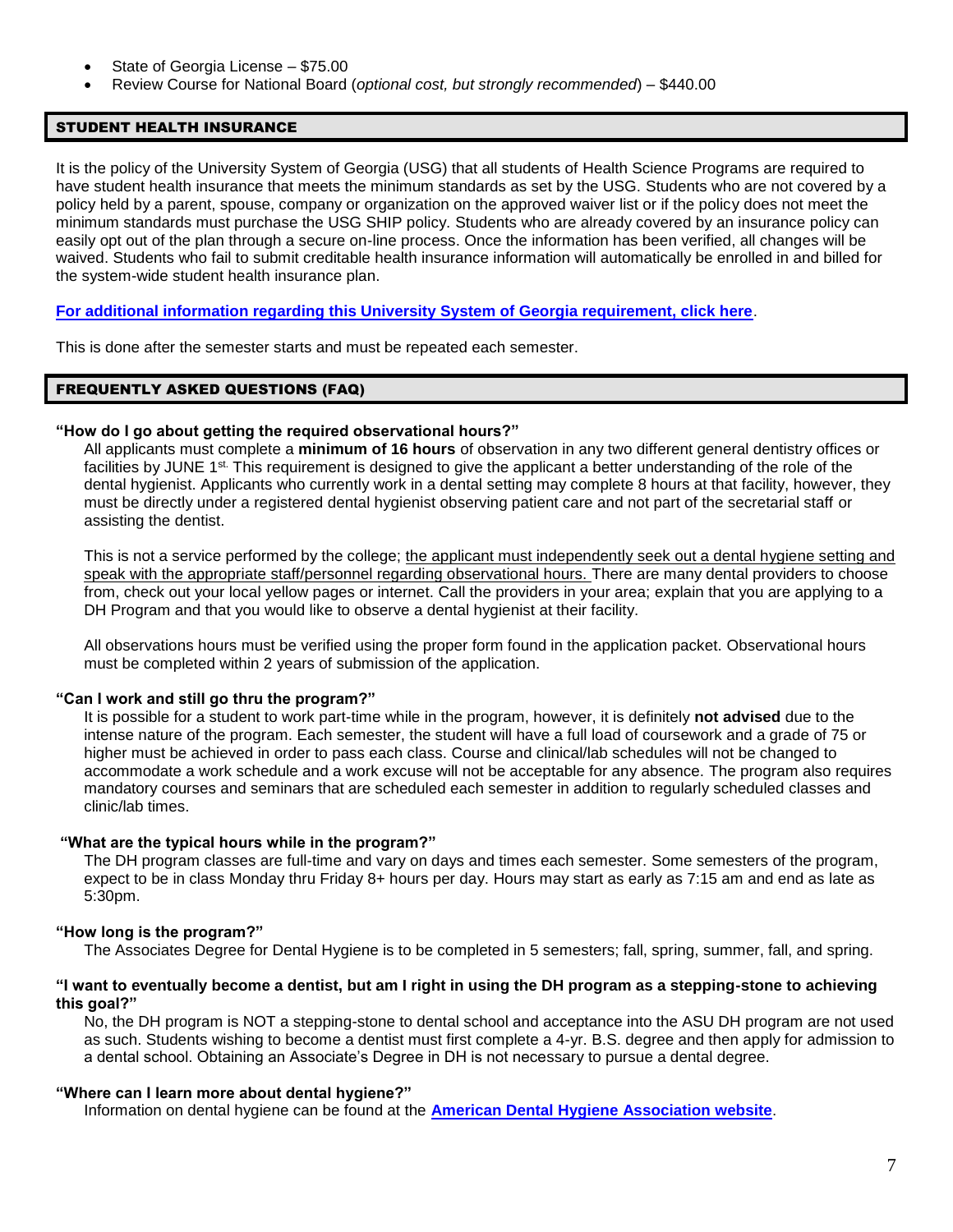- State of Georgia License – $75.00
- Review Course for National Board (*optional cost, but strongly recommended*) – $440.00

## STUDENT HEALTH INSURANCE

It is the policy of the University System of Georgia (USG) that all students of Health Science Programs are required to have student health insurance that meets the minimum standards as set by the USG. Students who are not covered by a policy held by a parent, spouse, company or organization on the approved waiver list or if the policy does not meet the minimum standards must purchase the USG SHIP policy. Students who are already covered by an insurance policy can easily opt out of the plan through a secure on-line process. Once the information has been verified, all changes will be waived. Students who fail to submit creditable health insurance information will automatically be enrolled in and billed for the system-wide student health insurance plan.

**For additional information regarding this University System of Georgia requirement, click here**.

This is done after the semester starts and must be repeated each semester.

## FREQUENTLY ASKED QUESTIONS (FAQ)

**"How do I go about getting the required observational hours?"**

All applicants must complete a **minimum of 16 hours** of observation in any two different general dentistry offices or facilities by JUNE 1st. This requirement is designed to give the applicant a better understanding of the role of the dental hygienist. Applicants who currently work in a dental setting may complete 8 hours at that facility, however, they must be directly under a registered dental hygienist observing patient care and not part of the secretarial staff or assisting the dentist.

This is not a service performed by the college; the applicant must independently seek out a dental hygiene setting and speak with the appropriate staff/personnel regarding observational hours. There are many dental providers to choose from, check out your local yellow pages or internet. Call the providers in your area; explain that you are applying to a DH Program and that you would like to observe a dental hygienist at their facility.

All observations hours must be verified using the proper form found in the application packet. Observational hours must be completed within 2 years of submission of the application.

**"Can I work and still go thru the program?"**

It is possible for a student to work part-time while in the program, however, it is definitely **not advised** due to the intense nature of the program. Each semester, the student will have a full load of coursework and a grade of 75 or higher must be achieved in order to pass each class. Course and clinical/lab schedules will not be changed to accommodate a work schedule and a work excuse will not be acceptable for any absence. The program also requires mandatory courses and seminars that are scheduled each semester in addition to regularly scheduled classes and clinic/lab times.

**"What are the typical hours while in the program?"**

The DH program classes are full-time and vary on days and times each semester. Some semesters of the program, expect to be in class Monday thru Friday 8+ hours per day. Hours may start as early as 7:15 am and end as late as 5:30pm.

**"How long is the program?"**

The Associates Degree for Dental Hygiene is to be completed in 5 semesters; fall, spring, summer, fall, and spring.

**"I want to eventually become a dentist, but am I right in using the DH program as a stepping-stone to achieving this goal?"**

No, the DH program is NOT a stepping-stone to dental school and acceptance into the ASU DH program are not used as such. Students wishing to become a dentist must first complete a 4-yr. B.S. degree and then apply for admission to a dental school. Obtaining an Associate's Degree in DH is not necessary to pursue a dental degree.

**"Where can I learn more about dental hygiene?"**

Information on dental hygiene can be found at the **American Dental Hygiene Association website**.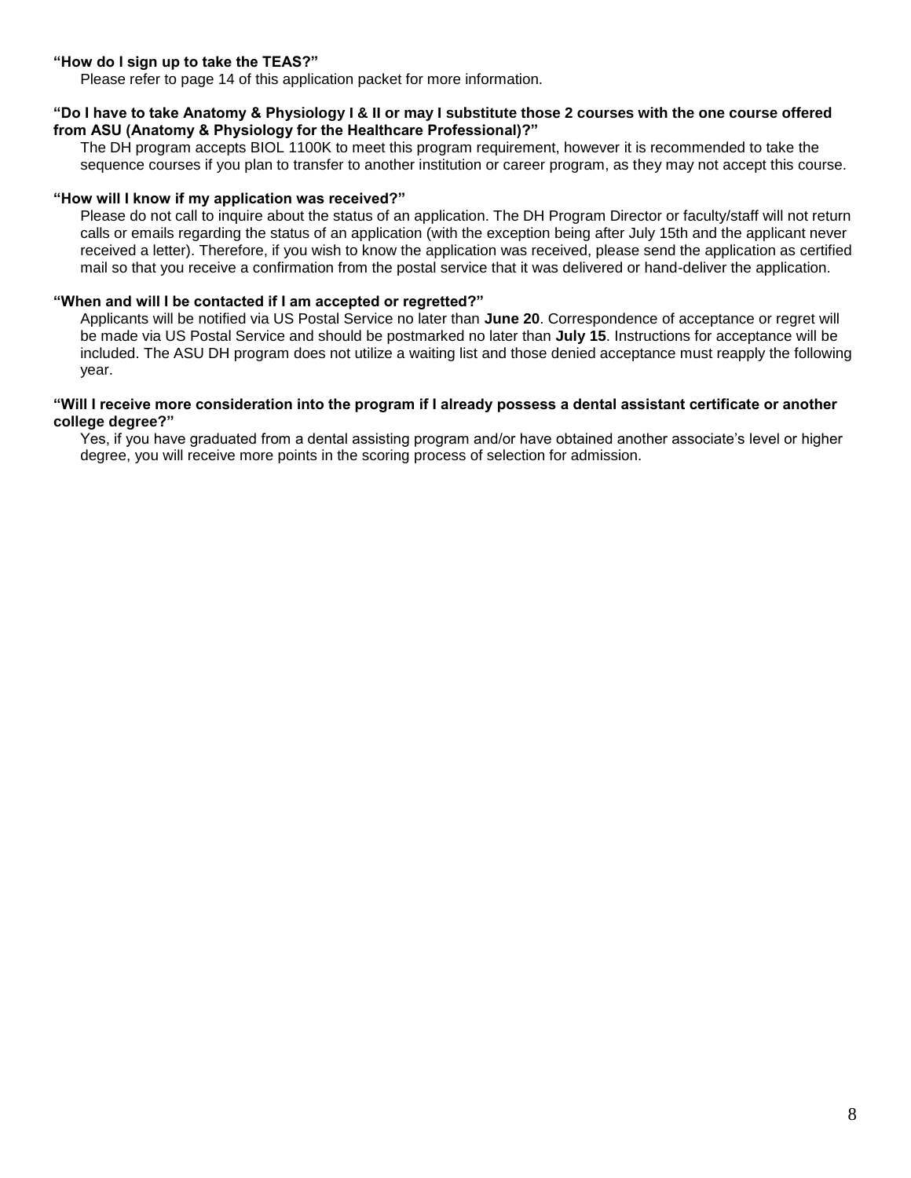**"How do I sign up to take the TEAS?"**

Please refer to page 14 of this application packet for more information.

**"Do I have to take Anatomy & Physiology I & II or may I substitute those 2 courses with the one course offered from ASU (Anatomy & Physiology for the Healthcare Professional)?"**

The DH program accepts BIOL 1100K to meet this program requirement, however it is recommended to take the sequence courses if you plan to transfer to another institution or career program, as they may not accept this course.

**"How will I know if my application was received?"**

Please do not call to inquire about the status of an application. The DH Program Director or faculty/staff will not return calls or emails regarding the status of an application (with the exception being after July 15th and the applicant never received a letter). Therefore, if you wish to know the application was received, please send the application as certified mail so that you receive a confirmation from the postal service that it was delivered or hand-deliver the application.

**"When and will I be contacted if I am accepted or regretted?"**

Applicants will be notified via US Postal Service no later than **June 20**. Correspondence of acceptance or regret will be made via US Postal Service and should be postmarked no later than **July 15**. Instructions for acceptance will be included. The ASU DH program does not utilize a waiting list and those denied acceptance must reapply the following year.

**"Will I receive more consideration into the program if I already possess a dental assistant certificate or another college degree?"**

Yes, if you have graduated from a dental assisting program and/or have obtained another associate's level or higher degree, you will receive more points in the scoring process of selection for admission.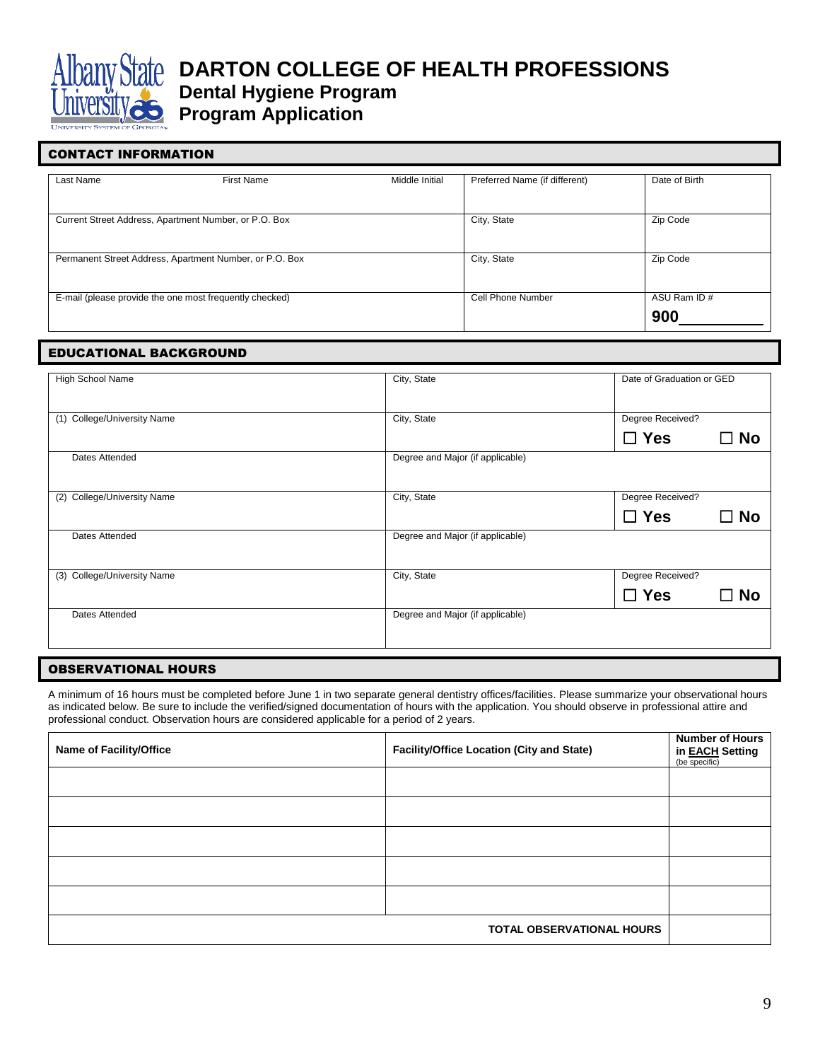# DARTON COLLEGE OF HEALTH PROFESSIONS

## Dental Hygiene Program

## Program Application

### CONTACT INFORMATION

| Last Name | First Name | Middle Initial | Preferred Name (if different) | Date of Birth |
|---|---|---|---|---|
| Current Street Address, Apartment Number, or P.O. Box | | | City, State | Zip Code |
| Permanent Street Address, Apartment Number, or P.O. Box | | | City, State | Zip Code |
| E-mail (please provide the one most frequently checked) | | | Cell Phone Number | ASU Ram ID # 900________ |

### EDUCATIONAL BACKGROUND

| High School Name | City, State | Date of Graduation or GED |
|---|---|---|
| (1) College/University Name | City, State | Degree Received? ☐ Yes ☐ No |
| Dates Attended | Degree and Major (if applicable) | |
| (2) College/University Name | City, State | Degree Received? ☐ Yes ☐ No |
| Dates Attended | Degree and Major (if applicable) | |
| (3) College/University Name | City, State | Degree Received? ☐ Yes ☐ No |
| Dates Attended | Degree and Major (if applicable) | |

### OBSERVATIONAL HOURS

A minimum of 16 hours must be completed before June 1 in two separate general dentistry offices/facilities. Please summarize your observational hours as indicated below. Be sure to include the verified/signed documentation of hours with the application. You should observe in professional attire and professional conduct. Observation hours are considered applicable for a period of 2 years.

| Name of Facility/Office | Facility/Office Location (City and State) | Number of Hours in EACH Setting (be specific) |
|---|---|---|
| | | |
| | | |
| | | |
| | | |
| | | |
| | TOTAL OBSERVATIONAL HOURS | |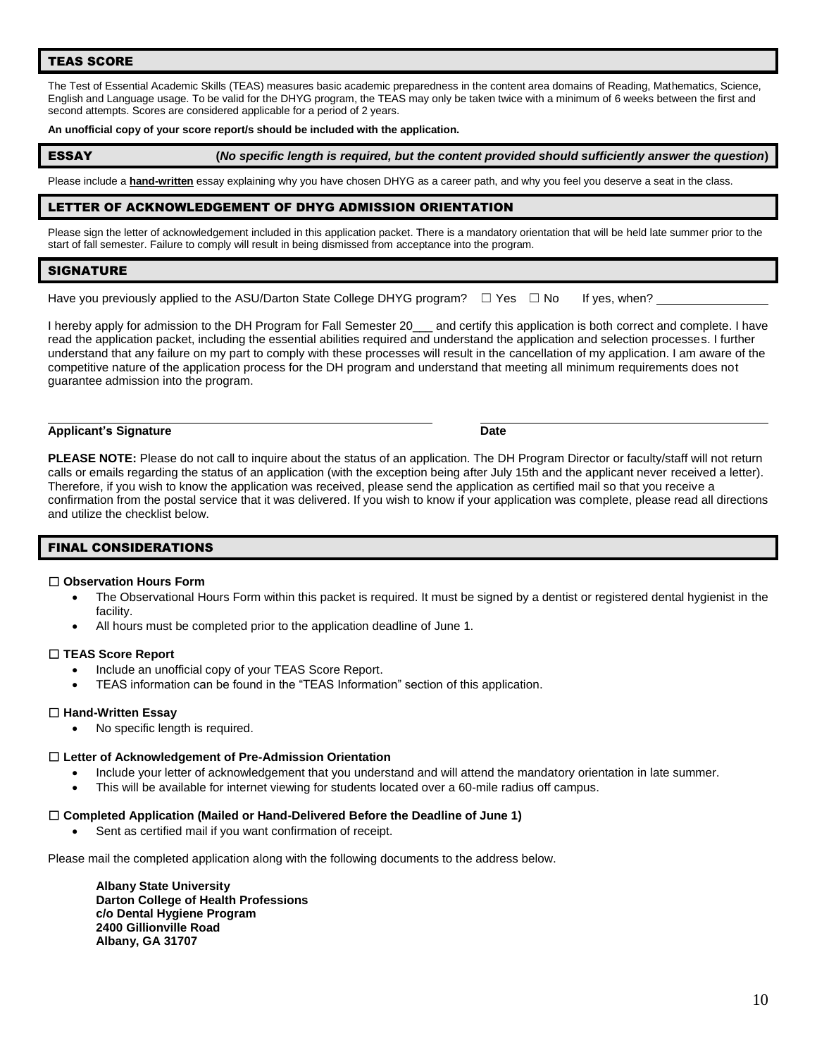## TEAS SCORE

The Test of Essential Academic Skills (TEAS) measures basic academic preparedness in the content area domains of Reading, Mathematics, Science, English and Language usage. To be valid for the DHYG program, the TEAS may only be taken twice with a minimum of 6 weeks between the first and second attempts. Scores are considered applicable for a period of 2 years.

**An unofficial copy of your score report/s should be included with the application.**

## ESSAY (*No specific length is required, but the content provided should sufficiently answer the question*)

Please include a **hand-written** essay explaining why you have chosen DHYG as a career path, and why you feel you deserve a seat in the class.

## LETTER OF ACKNOWLEDGEMENT OF DHYG ADMISSION ORIENTATION

Please sign the letter of acknowledgement included in this application packet. There is a mandatory orientation that will be held late summer prior to the start of fall semester. Failure to comply will result in being dismissed from acceptance into the program.

## SIGNATURE

Have you previously applied to the ASU/Darton State College DHYG program? ☐ Yes ☐ No If yes, when? ________________

I hereby apply for admission to the DH Program for Fall Semester 20___ and certify this application is both correct and complete. I have read the application packet, including the essential abilities required and understand the application and selection processes. I further understand that any failure on my part to comply with these processes will result in the cancellation of my application. I am aware of the competitive nature of the application process for the DH program and understand that meeting all minimum requirements does not guarantee admission into the program.

______________________________________________ ______________________________________________

**Applicant's Signature** **Date**

**PLEASE NOTE:** Please do not call to inquire about the status of an application. The DH Program Director or faculty/staff will not return calls or emails regarding the status of an application (with the exception being after July 15th and the applicant never received a letter). Therefore, if you wish to know the application was received, please send the application as certified mail so that you receive a confirmation from the postal service that it was delivered. If you wish to know if your application was complete, please read all directions and utilize the checklist below.

## FINAL CONSIDERATIONS

☐ **Observation Hours Form**

- The Observational Hours Form within this packet is required. It must be signed by a dentist or registered dental hygienist in the facility.
- All hours must be completed prior to the application deadline of June 1.

☐ **TEAS Score Report**

- Include an unofficial copy of your TEAS Score Report.
- TEAS information can be found in the "TEAS Information" section of this application.

☐ **Hand-Written Essay**

- No specific length is required.

☐ **Letter of Acknowledgement of Pre-Admission Orientation**

- Include your letter of acknowledgement that you understand and will attend the mandatory orientation in late summer.
- This will be available for internet viewing for students located over a 60-mile radius off campus.

☐ **Completed Application (Mailed or Hand-Delivered Before the Deadline of June 1)**

- Sent as certified mail if you want confirmation of receipt.

Please mail the completed application along with the following documents to the address below.

**Albany State University**
**Darton College of Health Professions**
**c/o Dental Hygiene Program**
**2400 Gillionville Road**
**Albany, GA 31707**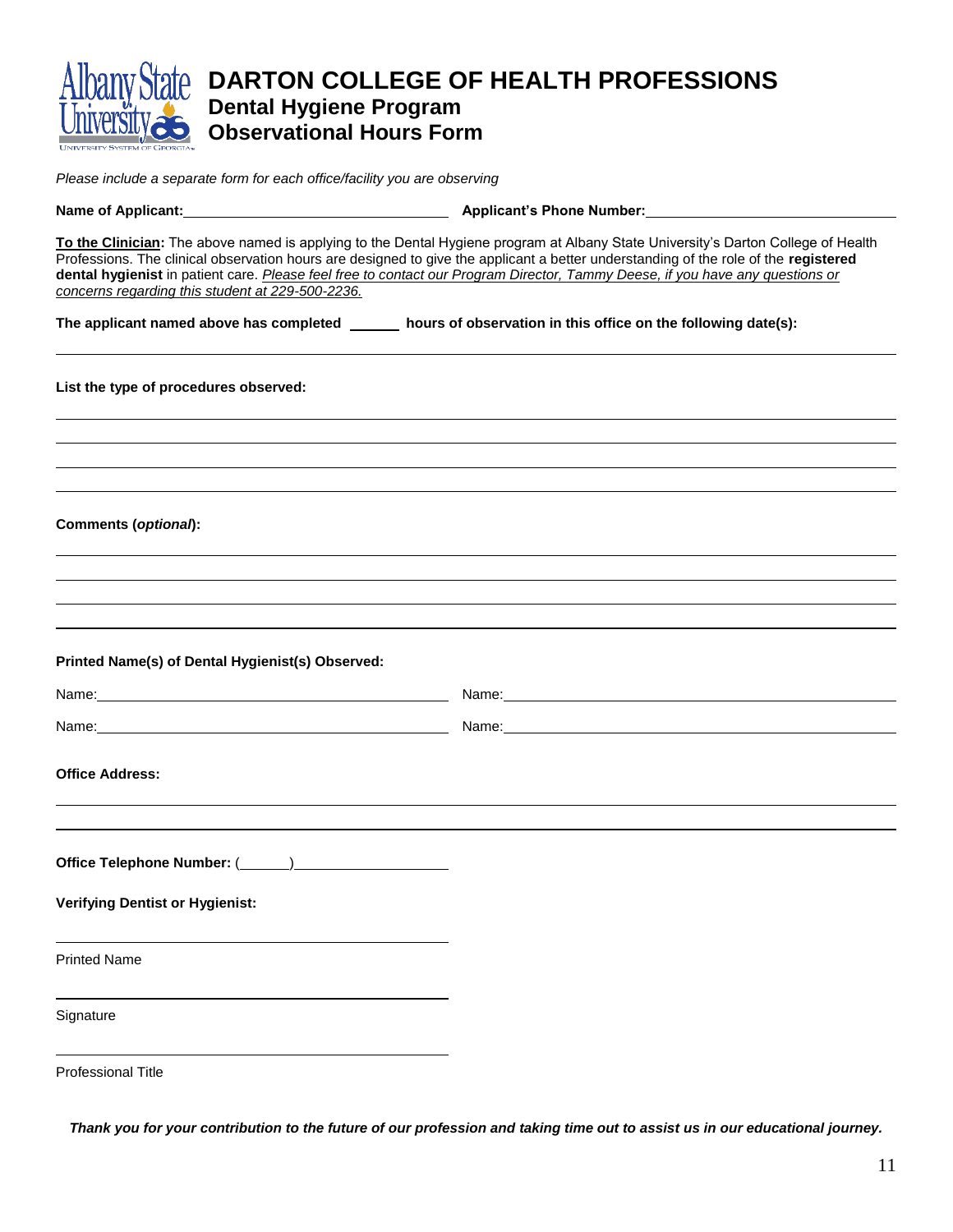# DARTON COLLEGE OF HEALTH PROFESSIONS

## Dental Hygiene Program

## Observational Hours Form

*Please include a separate form for each office/facility you are observing*

**Name of Applicant:** ______________________________ **Applicant's Phone Number:** ______________________________

**To the Clinician:** The above named is applying to the Dental Hygiene program at Albany State University's Darton College of Health Professions. The clinical observation hours are designed to give the applicant a better understanding of the role of the **registered dental hygienist** in patient care. *Please feel free to contact our Program Director, Tammy Deese, if you have any questions or concerns regarding this student at 229-500-2236.*

**The applicant named above has completed ______ hours of observation in this office on the following date(s):**

______________________________________________________________________________

**List the type of procedures observed:**

______________________________________________________________________________

______________________________________________________________________________

______________________________________________________________________________

______________________________________________________________________________

**Comments (*optional*):**

______________________________________________________________________________

______________________________________________________________________________

______________________________________________________________________________

______________________________________________________________________________

**Printed Name(s) of Dental Hygienist(s) Observed:**

Name: ______________________________ Name: ______________________________

Name: ______________________________ Name: ______________________________

**Office Address:**

______________________________________________________________________________

______________________________________________________________________________

**Office Telephone Number:** (______) ____________________

**Verifying Dentist or Hygienist:**

______________________________

Printed Name

______________________________

Signature

______________________________

Professional Title

***Thank you for your contribution to the future of our profession and taking time out to assist us in our educational journey.***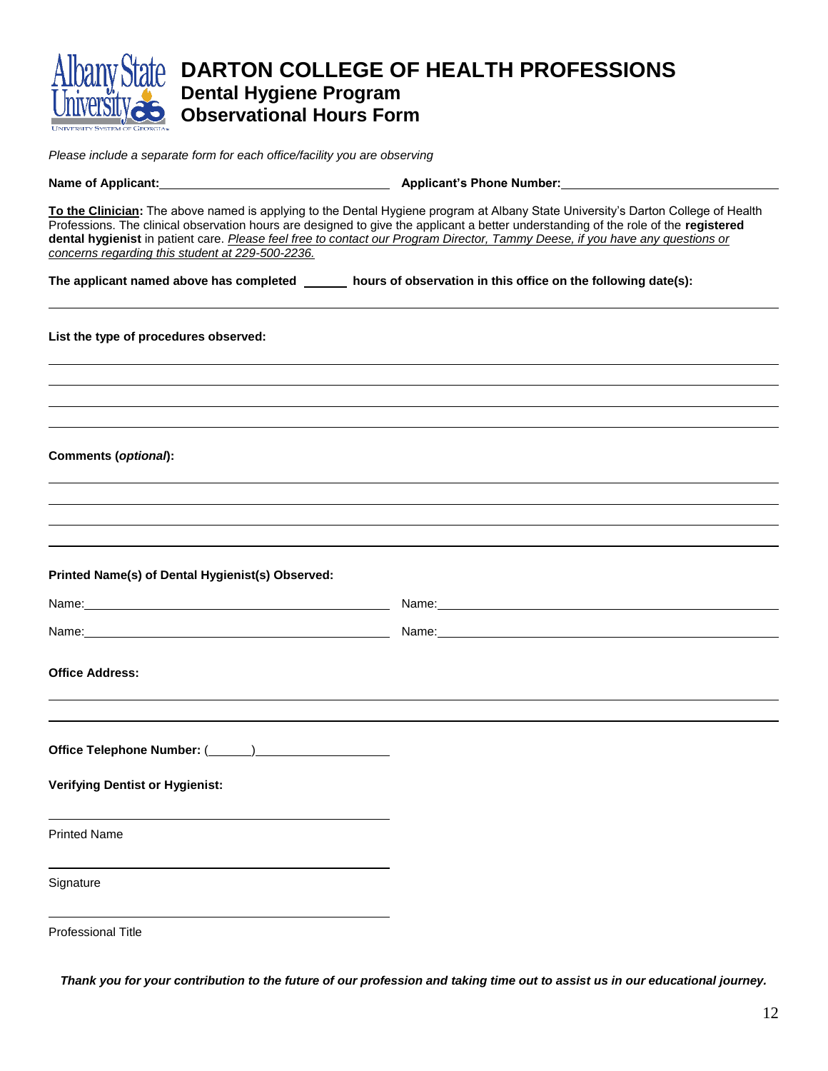# DARTON COLLEGE OF HEALTH PROFESSIONS

## Dental Hygiene Program

## Observational Hours Form

*Please include a separate form for each office/facility you are observing*

**Name of Applicant:** ______________________________ **Applicant's Phone Number:** ______________________________

**To the Clinician:** The above named is applying to the Dental Hygiene program at Albany State University's Darton College of Health Professions. The clinical observation hours are designed to give the applicant a better understanding of the role of the **registered dental hygienist** in patient care. *Please feel free to contact our Program Director, Tammy Deese, if you have any questions or concerns regarding this student at 229-500-2236.*

**The applicant named above has completed ______ hours of observation in this office on the following date(s):**

______________________________________________________________________________

**List the type of procedures observed:**

______________________________________________________________________________

______________________________________________________________________________

______________________________________________________________________________

______________________________________________________________________________

**Comments (*optional*):**

______________________________________________________________________________

______________________________________________________________________________

______________________________________________________________________________

______________________________________________________________________________

**Printed Name(s) of Dental Hygienist(s) Observed:**

Name: ______________________________ Name: ______________________________

Name: ______________________________ Name: ______________________________

**Office Address:**

______________________________________________________________________________

______________________________________________________________________________

**Office Telephone Number:** (______) ____________________

**Verifying Dentist or Hygienist:**

______________________________

Printed Name

______________________________

Signature

______________________________

Professional Title

***Thank you for your contribution to the future of our profession and taking time out to assist us in our educational journey.***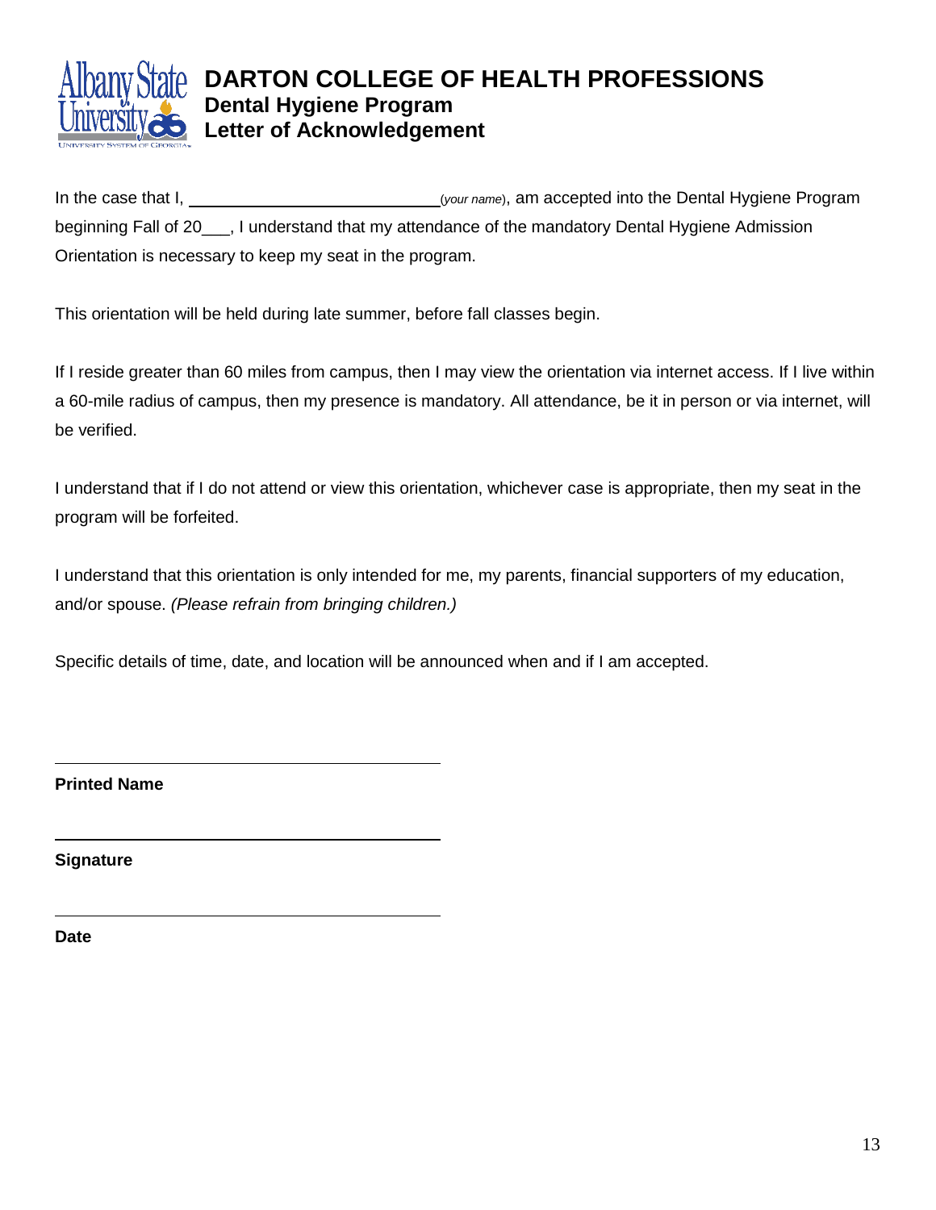# DARTON COLLEGE OF HEALTH PROFESSIONS
## Dental Hygiene Program
## Letter of Acknowledgement

In the case that I, ____________________________ (*your name*), am accepted into the Dental Hygiene Program beginning Fall of 20___, I understand that my attendance of the mandatory Dental Hygiene Admission Orientation is necessary to keep my seat in the program.

This orientation will be held during late summer, before fall classes begin.

If I reside greater than 60 miles from campus, then I may view the orientation via internet access. If I live within a 60-mile radius of campus, then my presence is mandatory. All attendance, be it in person or via internet, will be verified.

I understand that if I do not attend or view this orientation, whichever case is appropriate, then my seat in the program will be forfeited.

I understand that this orientation is only intended for me, my parents, financial supporters of my education, and/or spouse. *(Please refrain from bringing children.)*

Specific details of time, date, and location will be announced when and if I am accepted.

______________________________________

**Printed Name**

______________________________________

**Signature**

______________________________________

**Date**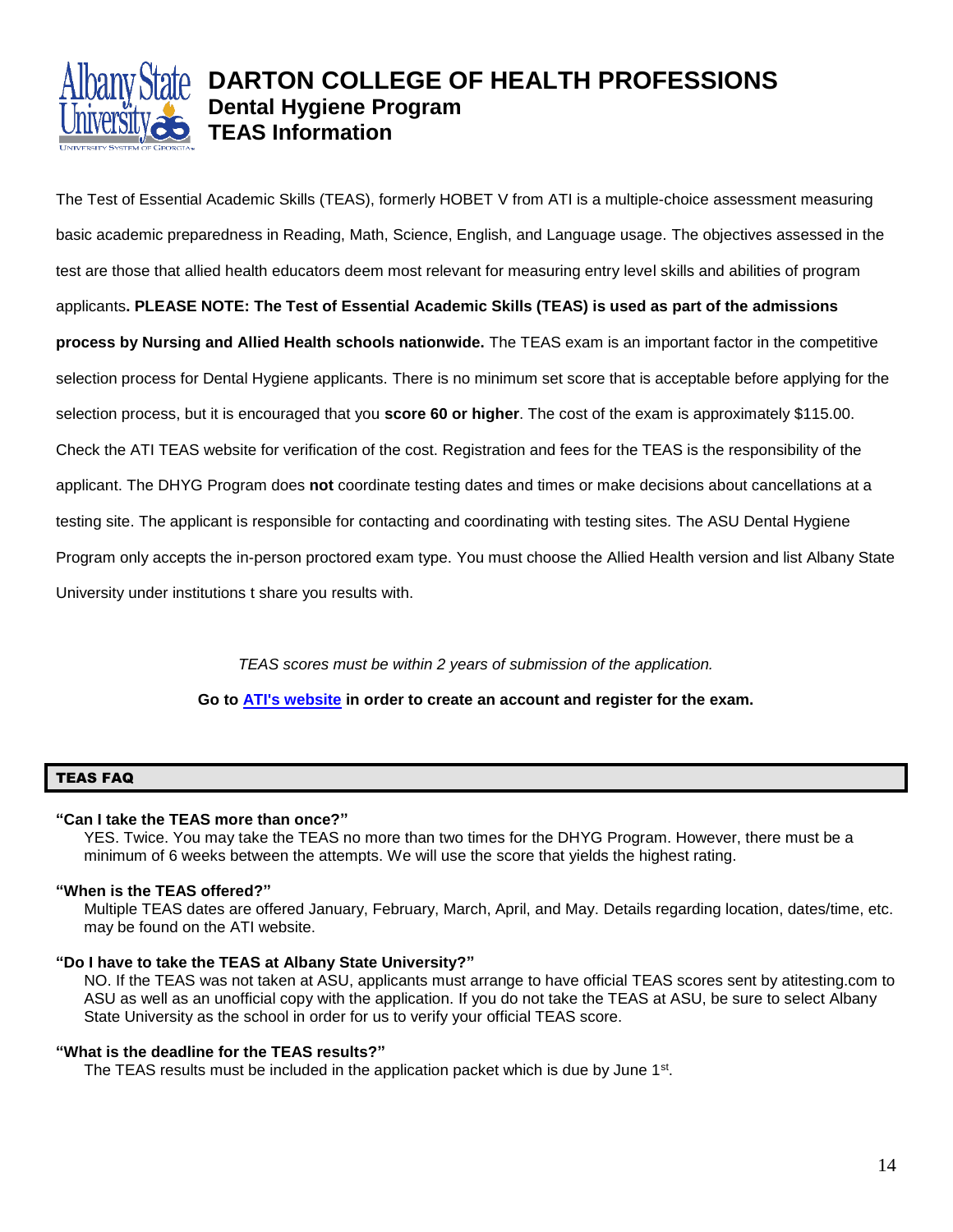# DARTON COLLEGE OF HEALTH PROFESSIONS

## Dental Hygiene Program

## TEAS Information

The Test of Essential Academic Skills (TEAS), formerly HOBET V from ATI is a multiple-choice assessment measuring basic academic preparedness in Reading, Math, Science, English, and Language usage. The objectives assessed in the test are those that allied health educators deem most relevant for measuring entry level skills and abilities of program applicants**. PLEASE NOTE: The Test of Essential Academic Skills (TEAS) is used as part of the admissions process by Nursing and Allied Health schools nationwide.** The TEAS exam is an important factor in the competitive selection process for Dental Hygiene applicants. There is no minimum set score that is acceptable before applying for the selection process, but it is encouraged that you **score 60 or higher**. The cost of the exam is approximately $115.00. Check the ATI TEAS website for verification of the cost. Registration and fees for the TEAS is the responsibility of the applicant. The DHYG Program does **not** coordinate testing dates and times or make decisions about cancellations at a testing site. The applicant is responsible for contacting and coordinating with testing sites. The ASU Dental Hygiene Program only accepts the in-person proctored exam type. You must choose the Allied Health version and list Albany State University under institutions t share you results with.

*TEAS scores must be within 2 years of submission of the application.*

**Go to [ATI's website](ATI's website) in order to create an account and register for the exam.**

## TEAS FAQ

**"Can I take the TEAS more than once?"**

YES. Twice. You may take the TEAS no more than two times for the DHYG Program. However, there must be a minimum of 6 weeks between the attempts. We will use the score that yields the highest rating.

**"When is the TEAS offered?"**

Multiple TEAS dates are offered January, February, March, April, and May. Details regarding location, dates/time, etc. may be found on the ATI website.

**"Do I have to take the TEAS at Albany State University?"**

NO. If the TEAS was not taken at ASU, applicants must arrange to have official TEAS scores sent by atitesting.com to ASU as well as an unofficial copy with the application. If you do not take the TEAS at ASU, be sure to select Albany State University as the school in order for us to verify your official TEAS score.

**"What is the deadline for the TEAS results?"**

The TEAS results must be included in the application packet which is due by June 1st.